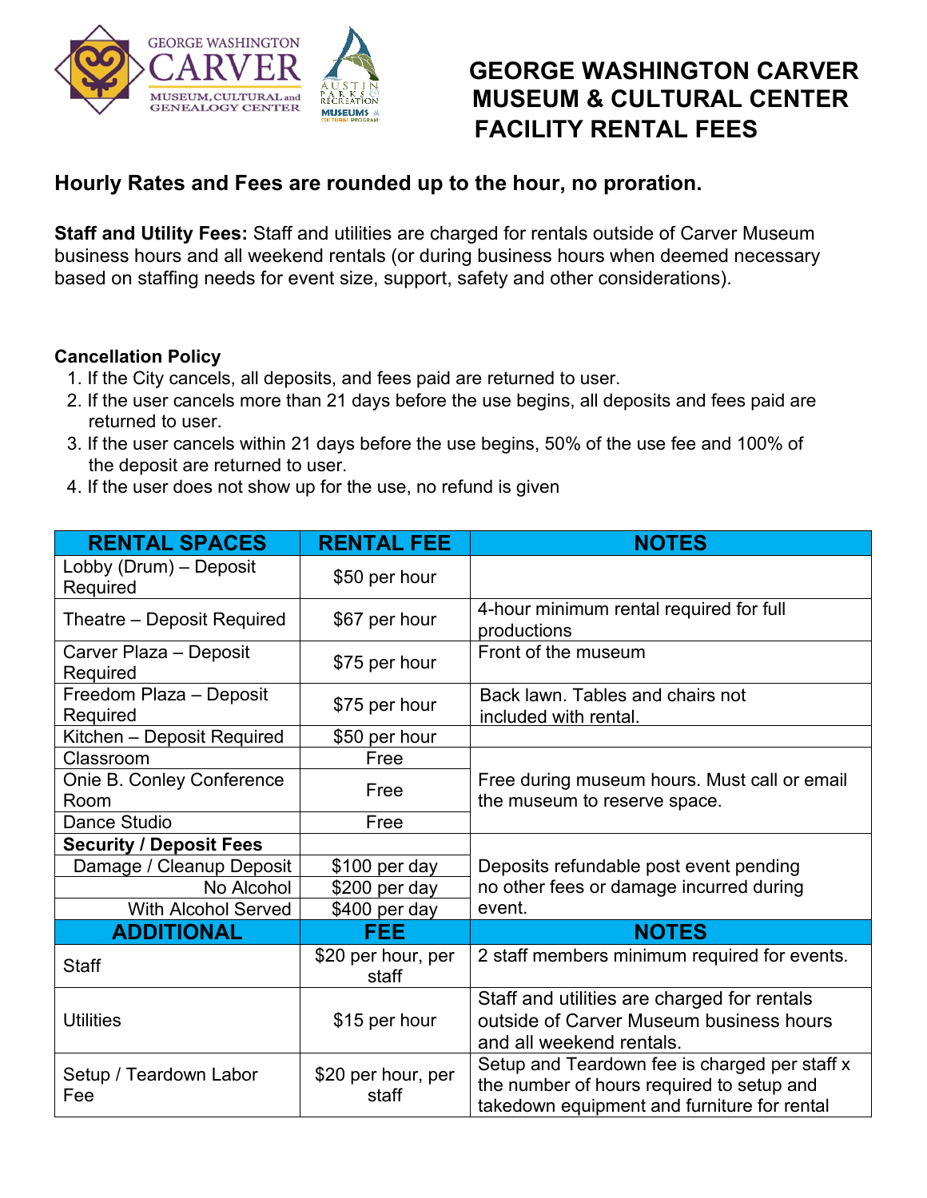# GEORGE WASHINGTON CARVER MUSEUM & CULTURAL CENTER FACILITY RENTAL FEES

## Hourly Rates and Fees are rounded up to the hour, no proration.

**Staff and Utility Fees:** Staff and utilities are charged for rentals outside of Carver Museum business hours and all weekend rentals (or during business hours when deemed necessary based on staffing needs for event size, support, safety and other considerations).

**Cancellation Policy**

1. If the City cancels, all deposits, and fees paid are returned to user.
2. If the user cancels more than 21 days before the use begins, all deposits and fees paid are returned to user.
3. If the user cancels within 21 days before the use begins, 50% of the use fee and 100% of the deposit are returned to user.
4. If the user does not show up for the use, no refund is given

| RENTAL SPACES | RENTAL FEE | NOTES |
|---|---|---|
| Lobby (Drum) – Deposit Required | $50 per hour | |
| Theatre – Deposit Required | $67 per hour | 4-hour minimum rental required for full productions |
| Carver Plaza – Deposit Required | $75 per hour | Front of the museum |
| Freedom Plaza – Deposit Required | $75 per hour | Back lawn. Tables and chairs not included with rental. |
| Kitchen – Deposit Required | $50 per hour | |
| Classroom | Free | Free during museum hours. Must call or email the museum to reserve space. |
| Onie B. Conley Conference Room | Free | |
| Dance Studio | Free | |
| **Security / Deposit Fees** | | Deposits refundable post event pending no other fees or damage incurred during event. |
| Damage / Cleanup Deposit | $100 per day | |
| No Alcohol | $200 per day | |
| With Alcohol Served | $400 per day | |
| **ADDITIONAL** | **FEE** | **NOTES** |
| Staff | $20 per hour, per staff | 2 staff members minimum required for events. |
| Utilities | $15 per hour | Staff and utilities are charged for rentals outside of Carver Museum business hours and all weekend rentals. |
| Setup / Teardown Labor Fee | $20 per hour, per staff | Setup and Teardown fee is charged per staff x the number of hours required to setup and takedown equipment and furniture for rental |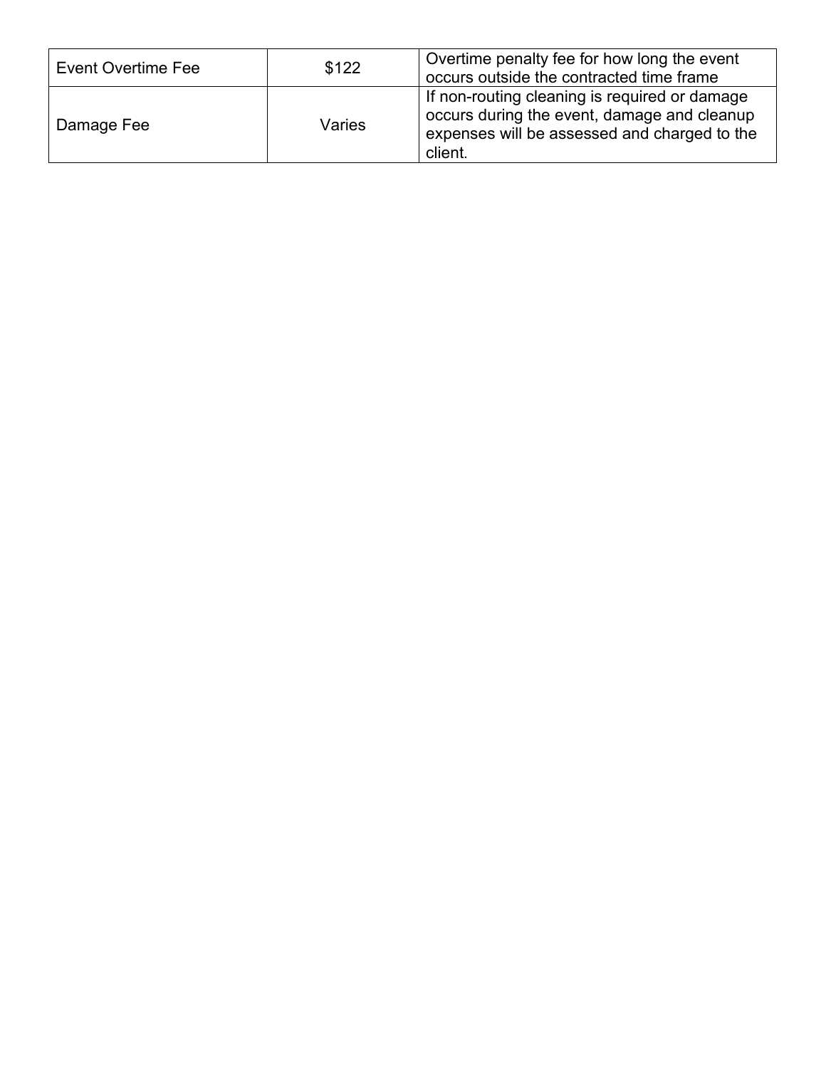| | | |
|---|---|---|
| Event Overtime Fee | $122 | Overtime penalty fee for how long the event occurs outside the contracted time frame |
| Damage Fee | Varies | If non-routing cleaning is required or damage occurs during the event, damage and cleanup expenses will be assessed and charged to the client. |